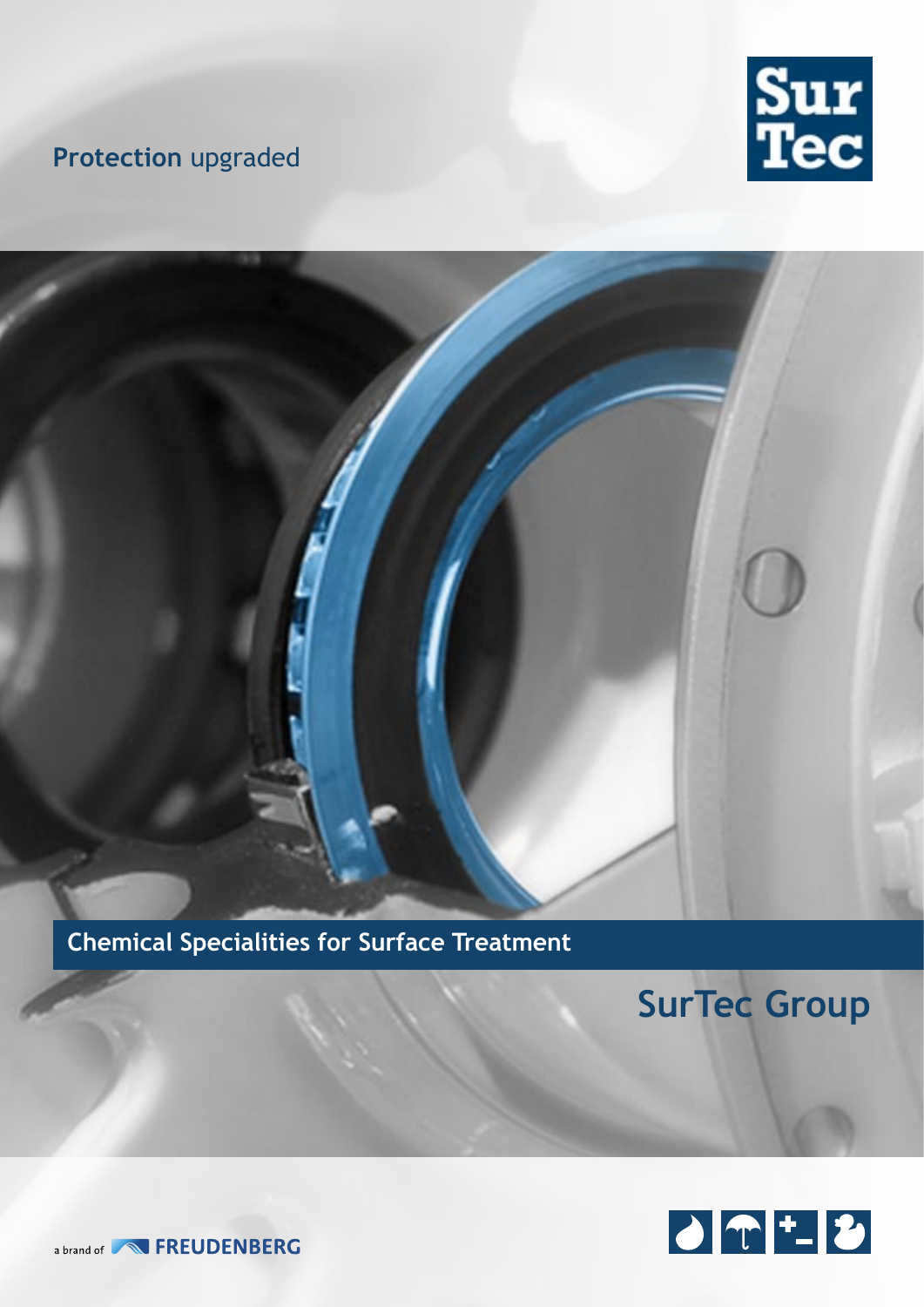**Protection** upgraded

Sur Tec

# Chemical Specialities for Surface Treatment

## SurTec Group

a brand of FREUDENBERG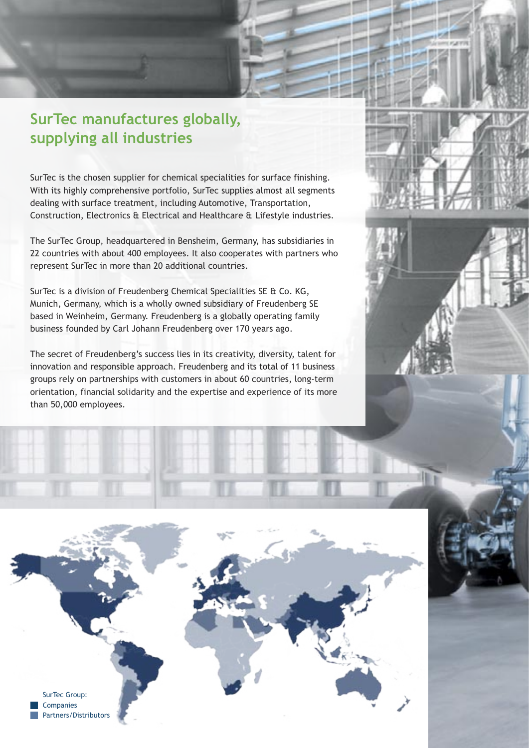## SurTec manufactures globally, supplying all industries

SurTec is the chosen supplier for chemical specialities for surface finishing. With its highly comprehensive portfolio, SurTec supplies almost all segments dealing with surface treatment, including Automotive, Transportation, Construction, Electronics & Electrical and Healthcare & Lifestyle industries.

The SurTec Group, headquartered in Bensheim, Germany, has subsidiaries in 22 countries with about 400 employees. It also cooperates with partners who represent SurTec in more than 20 additional countries.

SurTec is a division of Freudenberg Chemical Specialities SE & Co. KG, Munich, Germany, which is a wholly owned subsidiary of Freudenberg SE based in Weinheim, Germany. Freudenberg is a globally operating family business founded by Carl Johann Freudenberg over 170 years ago.

The secret of Freudenberg's success lies in its creativity, diversity, talent for innovation and responsible approach. Freudenberg and its total of 11 business groups rely on partnerships with customers in about 60 countries, long-term orientation, financial solidarity and the expertise and experience of its more than 50,000 employees.

SurTec Group:
- Companies
- Partners/Distributors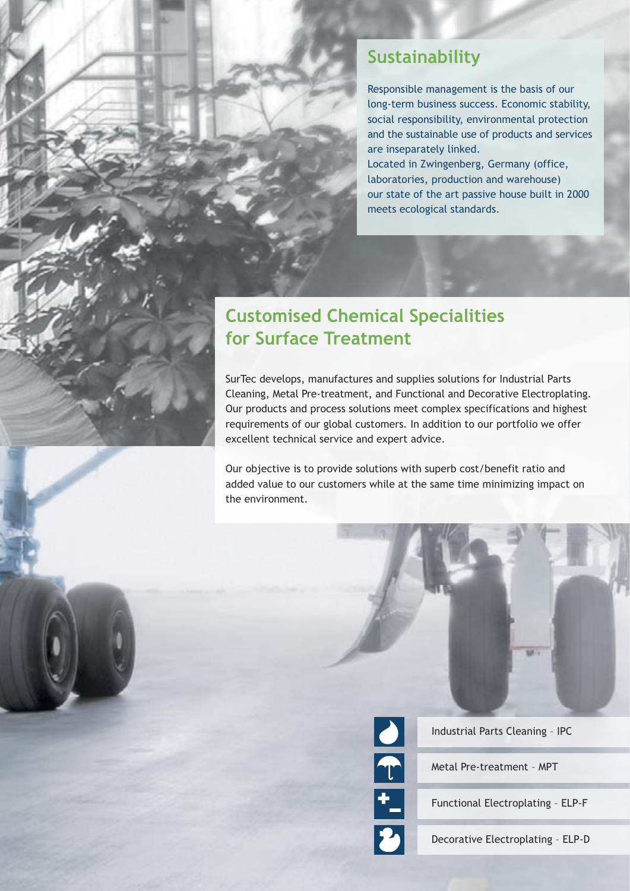## Sustainability

Responsible management is the basis of our long-term business success. Economic stability, social responsibility, environmental protection and the sustainable use of products and services are inseparately linked.
Located in Zwingenberg, Germany (office, laboratories, production and warehouse) our state of the art passive house built in 2000 meets ecological standards.

## Customised Chemical Specialities for Surface Treatment

SurTec develops, manufactures and supplies solutions for Industrial Parts Cleaning, Metal Pre-treatment, and Functional and Decorative Electroplating. Our products and process solutions meet complex specifications and highest requirements of our global customers. In addition to our portfolio we offer excellent technical service and expert advice.

Our objective is to provide solutions with superb cost/benefit ratio and added value to our customers while at the same time minimizing impact on the environment.

- Industrial Parts Cleaning – IPC
- Metal Pre-treatment – MPT
- Functional Electroplating – ELP-F
- Decorative Electroplating – ELP-D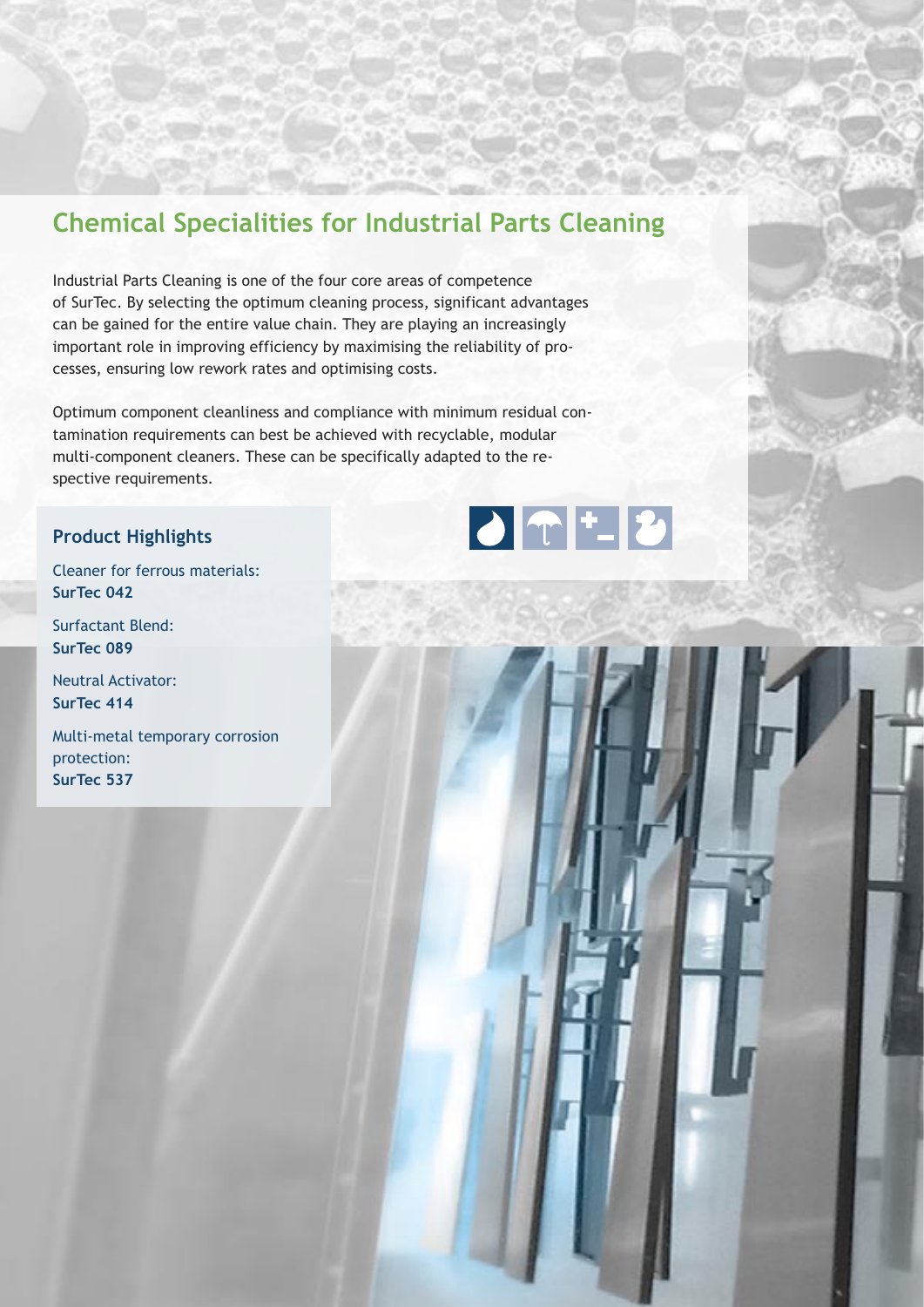## Chemical Specialities for Industrial Parts Cleaning

Industrial Parts Cleaning is one of the four core areas of competence of SurTec. By selecting the optimum cleaning process, significant advantages can be gained for the entire value chain. They are playing an increasingly important role in improving efficiency by maximising the reliability of processes, ensuring low rework rates and optimising costs.

Optimum component cleanliness and compliance with minimum residual contamination requirements can best be achieved with recyclable, modular multi-component cleaners. These can be specifically adapted to the respective requirements.

### Product Highlights

Cleaner for ferrous materials:
**SurTec 042**

Surfactant Blend:
**SurTec 089**

Neutral Activator:
**SurTec 414**

Multi-metal temporary corrosion protection:
**SurTec 537**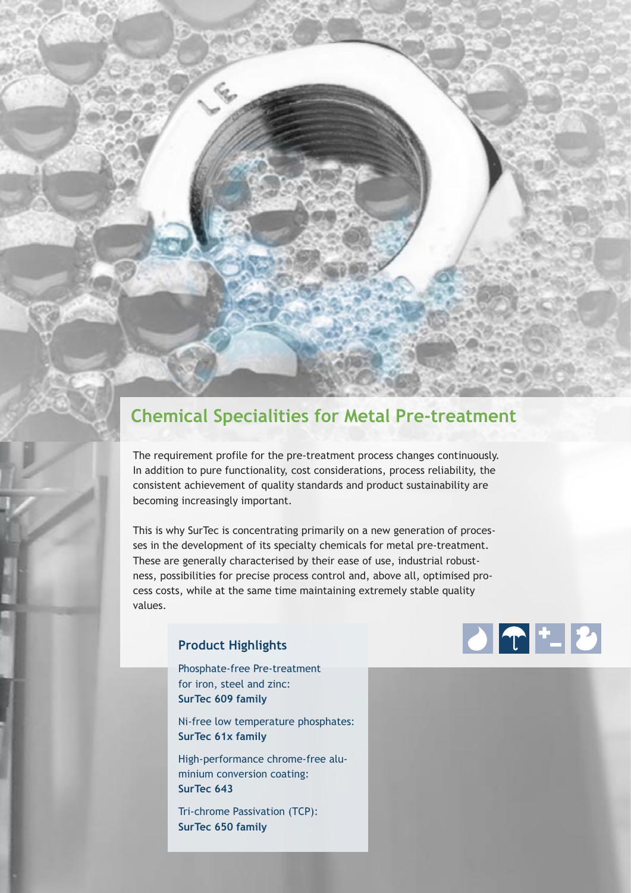## Chemical Specialities for Metal Pre-treatment

The requirement profile for the pre-treatment process changes continuously. In addition to pure functionality, cost considerations, process reliability, the consistent achievement of quality standards and product sustainability are becoming increasingly important.

This is why SurTec is concentrating primarily on a new generation of processes in the development of its specialty chemicals for metal pre-treatment. These are generally characterised by their ease of use, industrial robustness, possibilities for precise process control and, above all, optimised process costs, while at the same time maintaining extremely stable quality values.

### Product Highlights

Phosphate-free Pre-treatment for iron, steel and zinc:
**SurTec 609 family**

Ni-free low temperature phosphates:
**SurTec 61x family**

High-performance chrome-free aluminium conversion coating:
**SurTec 643**

Tri-chrome Passivation (TCP):
**SurTec 650 family**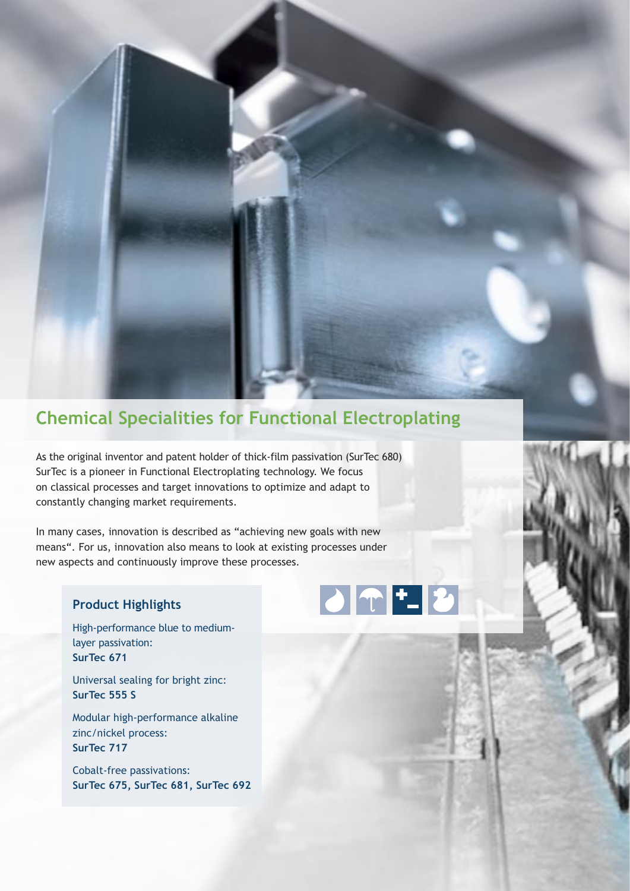## Chemical Specialities for Functional Electroplating

As the original inventor and patent holder of thick-film passivation (SurTec 680) SurTec is a pioneer in Functional Electroplating technology. We focus on classical processes and target innovations to optimize and adapt to constantly changing market requirements.

In many cases, innovation is described as "achieving new goals with new means". For us, innovation also means to look at existing processes under new aspects and continuously improve these processes.

### Product Highlights

High-performance blue to medium-layer passivation:
**SurTec 671**

Universal sealing for bright zinc:
**SurTec 555 S**

Modular high-performance alkaline zinc/nickel process:
**SurTec 717**

Cobalt-free passivations:
**SurTec 675, SurTec 681, SurTec 692**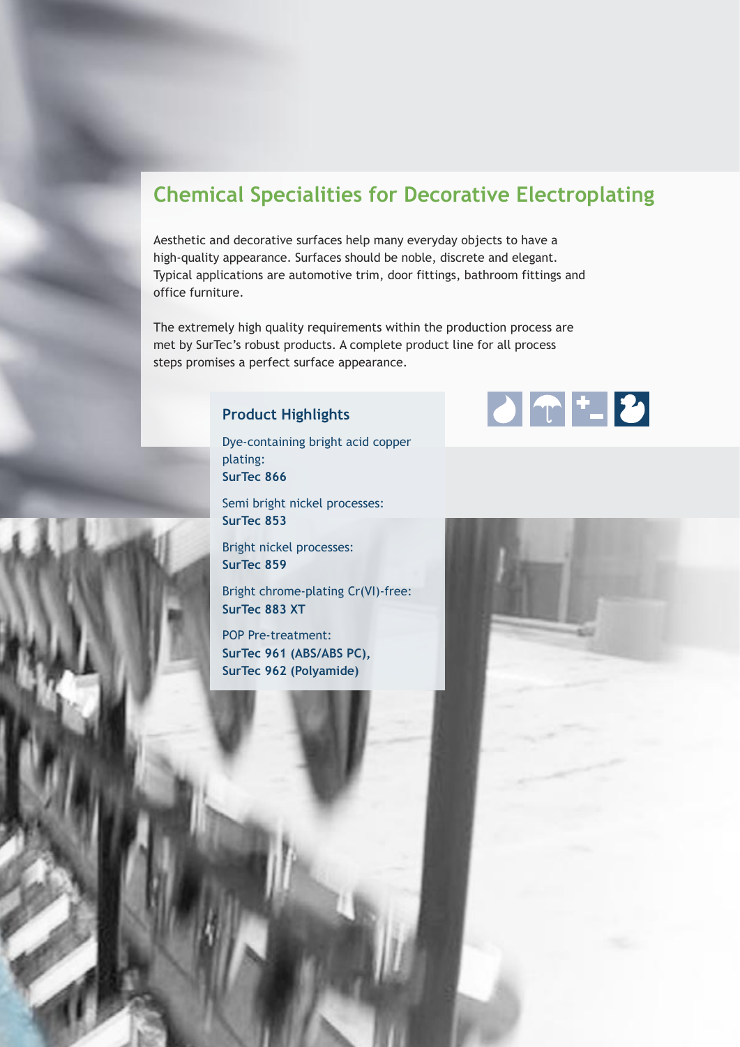## Chemical Specialities for Decorative Electroplating

Aesthetic and decorative surfaces help many everyday objects to have a high-quality appearance. Surfaces should be noble, discrete and elegant. Typical applications are automotive trim, door fittings, bathroom fittings and office furniture.

The extremely high quality requirements within the production process are met by SurTec's robust products. A complete product line for all process steps promises a perfect surface appearance.

### Product Highlights

Dye-containing bright acid copper plating:
**SurTec 866**

Semi bright nickel processes:
**SurTec 853**

Bright nickel processes:
**SurTec 859**

Bright chrome-plating Cr(VI)-free:
**SurTec 883 XT**

POP Pre-treatment:
**SurTec 961 (ABS/ABS PC),**
**SurTec 962 (Polyamide)**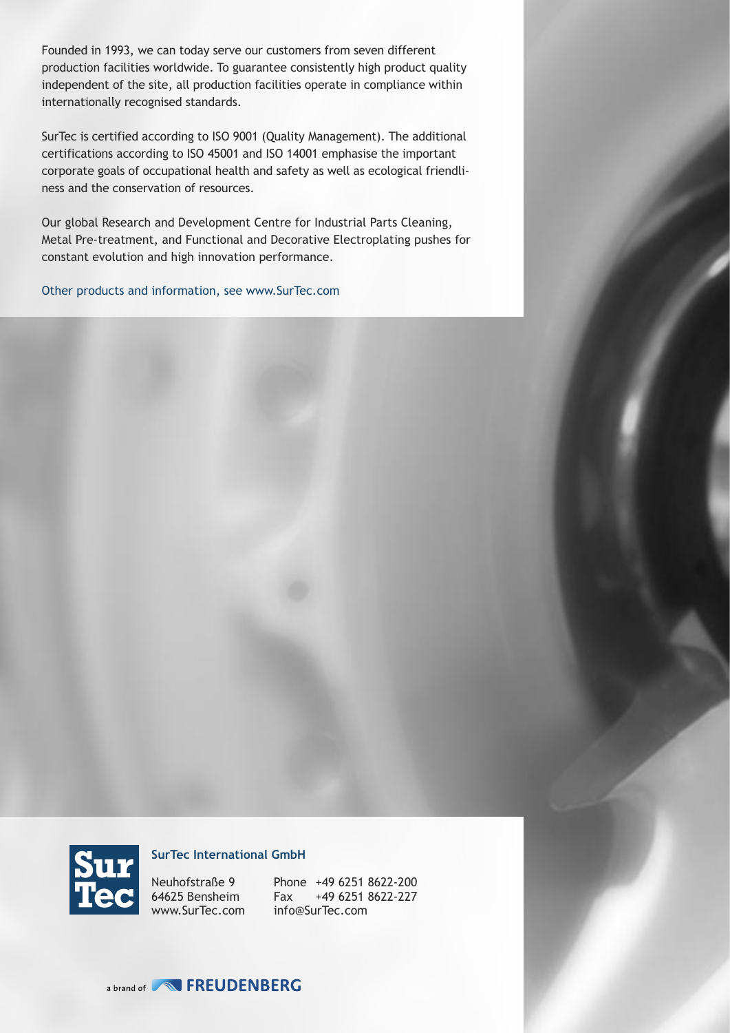Founded in 1993, we can today serve our customers from seven different production facilities worldwide. To guarantee consistently high product quality independent of the site, all production facilities operate in compliance within internationally recognised standards.

SurTec is certified according to ISO 9001 (Quality Management). The additional certifications according to ISO 45001 and ISO 14001 emphasise the important corporate goals of occupational health and safety as well as ecological friendliness and the conservation of resources.

Our global Research and Development Centre for Industrial Parts Cleaning, Metal Pre-treatment, and Functional and Decorative Electroplating pushes for constant evolution and high innovation performance.

Other products and information, see www.SurTec.com

**SurTec International GmbH**

Neuhofstraße 9
64625 Bensheim
www.SurTec.com

Phone +49 6251 8622-200
Fax +49 6251 8622-227
info@SurTec.com

a brand of FREUDENBERG